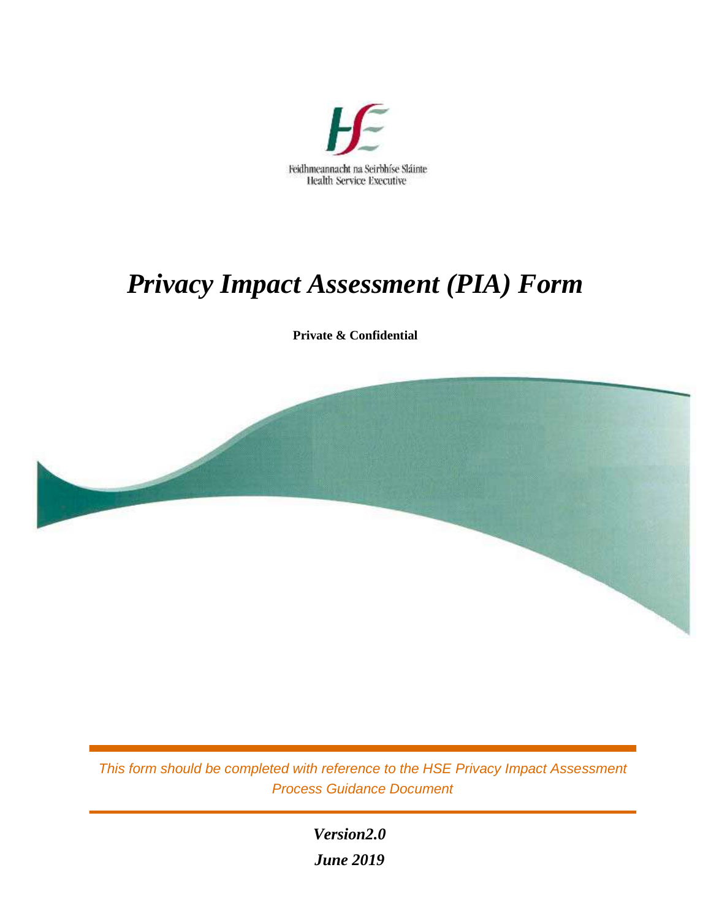Feidhmeannacht na Seirbhíse Sláinte
Health Service Executive

# *Privacy Impact Assessment (PIA) Form*

**Private & Confidential**

*This form should be completed with reference to the HSE Privacy Impact Assessment Process Guidance Document*

***Version2.0***

***June 2019***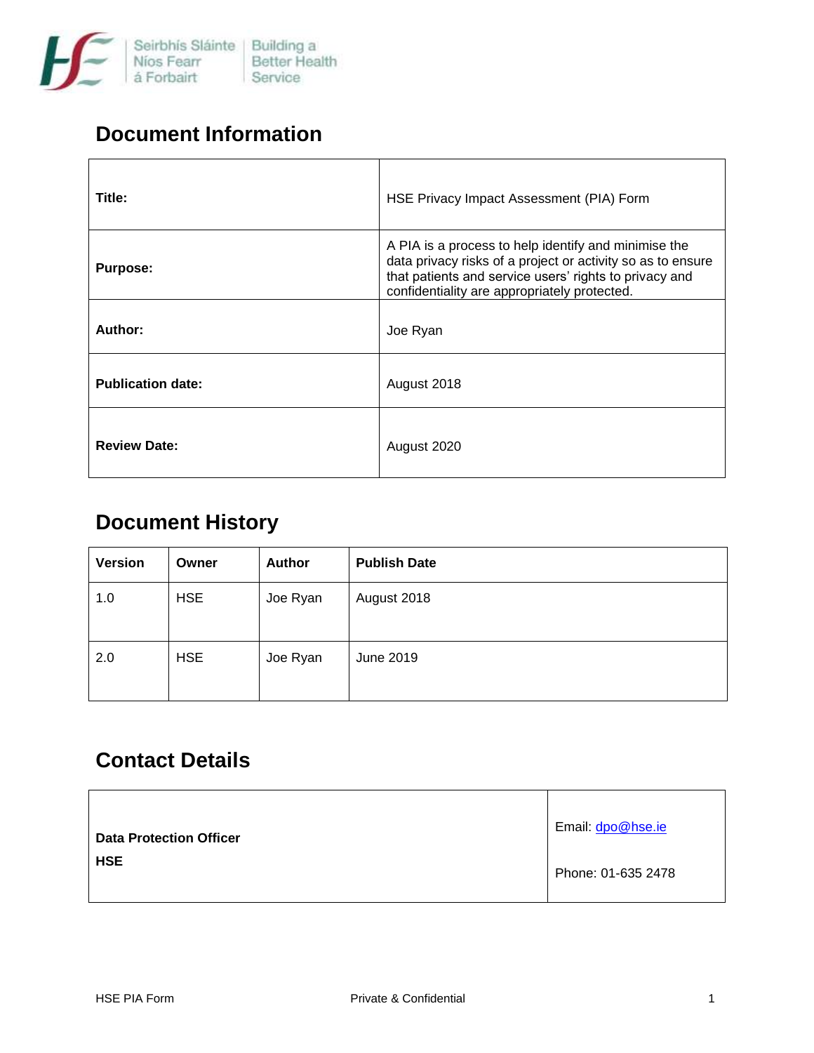## Document Information

| | |
|---|---|
| **Title:** | HSE Privacy Impact Assessment (PIA) Form |
| **Purpose:** | A PIA is a process to help identify and minimise the data privacy risks of a project or activity so as to ensure that patients and service users' rights to privacy and confidentiality are appropriately protected. |
| **Author:** | Joe Ryan |
| **Publication date:** | August 2018 |
| **Review Date:** | August 2020 |

## Document History

| Version | Owner | Author | Publish Date |
|---|---|---|---|
| 1.0 | HSE | Joe Ryan | August 2018 |
| 2.0 | HSE | Joe Ryan | June 2019 |

## Contact Details

| | |
|---|---|
| **Data Protection Officer**<br>**HSE** | Email: dpo@hse.ie<br><br>Phone: 01-635 2478 |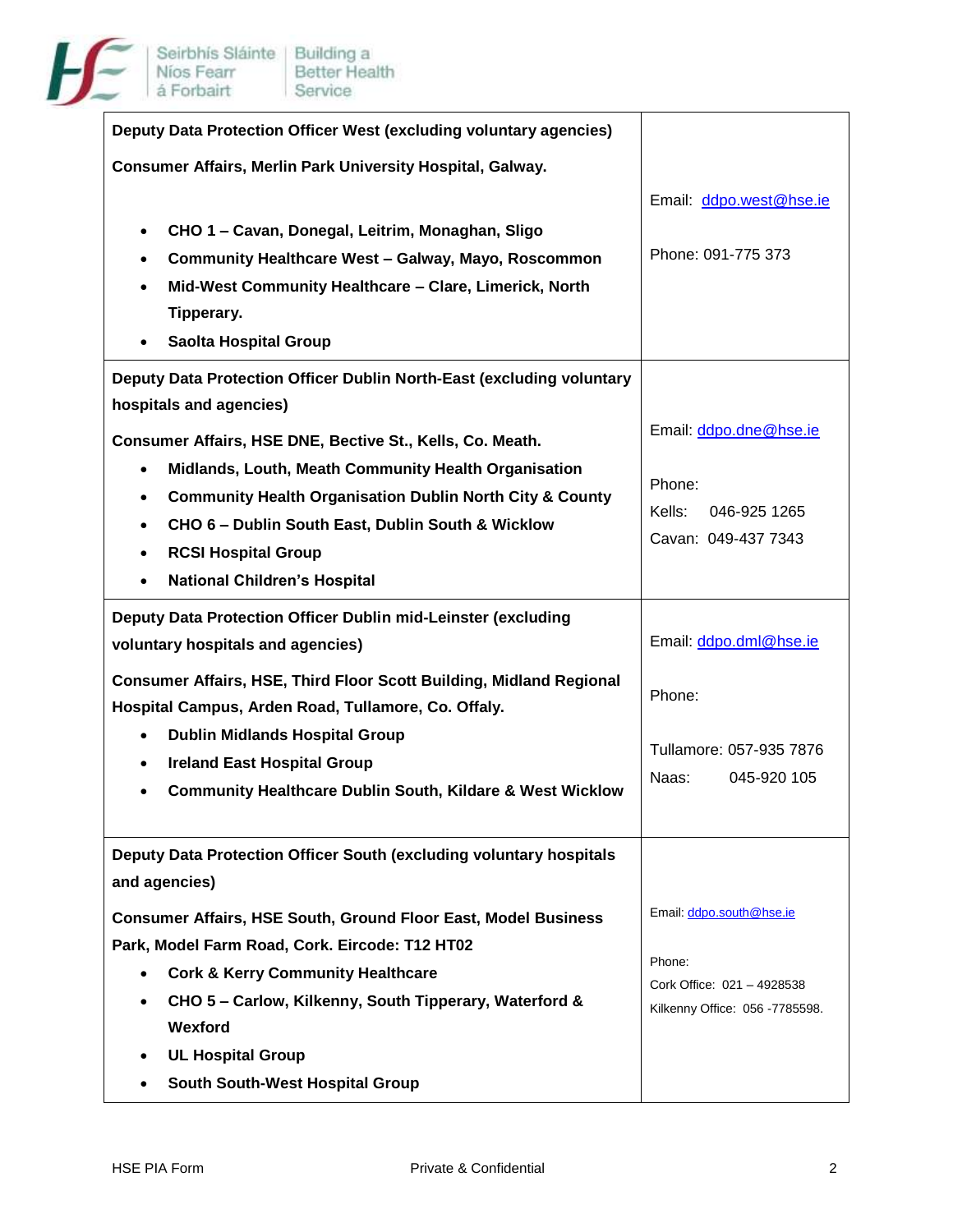| | |
|---|---|
| **Deputy Data Protection Officer West (excluding voluntary agencies)**<br><br>**Consumer Affairs, Merlin Park University Hospital, Galway.**<br><br>• **CHO 1 – Cavan, Donegal, Leitrim, Monaghan, Sligo**<br>• **Community Healthcare West – Galway, Mayo, Roscommon**<br>• **Mid-West Community Healthcare – Clare, Limerick, North Tipperary.**<br>• **Saolta Hospital Group** | Email: ddpo.west@hse.ie<br><br>Phone: 091-775 373 |
| **Deputy Data Protection Officer Dublin North-East (excluding voluntary hospitals and agencies)**<br><br>**Consumer Affairs, HSE DNE, Bective St., Kells, Co. Meath.**<br>• **Midlands, Louth, Meath Community Health Organisation**<br>• **Community Health Organisation Dublin North City & County**<br>• **CHO 6 – Dublin South East, Dublin South & Wicklow**<br>• **RCSI Hospital Group**<br>• **National Children's Hospital** | Email: ddpo.dne@hse.ie<br><br>Phone:<br>Kells: 046-925 1265<br>Cavan: 049-437 7343 |
| **Deputy Data Protection Officer Dublin mid-Leinster (excluding voluntary hospitals and agencies)**<br><br>**Consumer Affairs, HSE, Third Floor Scott Building, Midland Regional Hospital Campus, Arden Road, Tullamore, Co. Offaly.**<br>• **Dublin Midlands Hospital Group**<br>• **Ireland East Hospital Group**<br>• **Community Healthcare Dublin South, Kildare & West Wicklow** | Email: ddpo.dml@hse.ie<br><br>Phone:<br><br>Tullamore: 057-935 7876<br>Naas: 045-920 105 |
| **Deputy Data Protection Officer South (excluding voluntary hospitals and agencies)**<br><br>**Consumer Affairs, HSE South, Ground Floor East, Model Business Park, Model Farm Road, Cork. Eircode: T12 HT02**<br>• **Cork & Kerry Community Healthcare**<br>• **CHO 5 – Carlow, Kilkenny, South Tipperary, Waterford & Wexford**<br>• **UL Hospital Group**<br>• **South South-West Hospital Group** | Email: ddpo.south@hse.ie<br><br>Phone:<br>Cork Office: 021 – 4928538<br>Kilkenny Office: 056 -7785598. |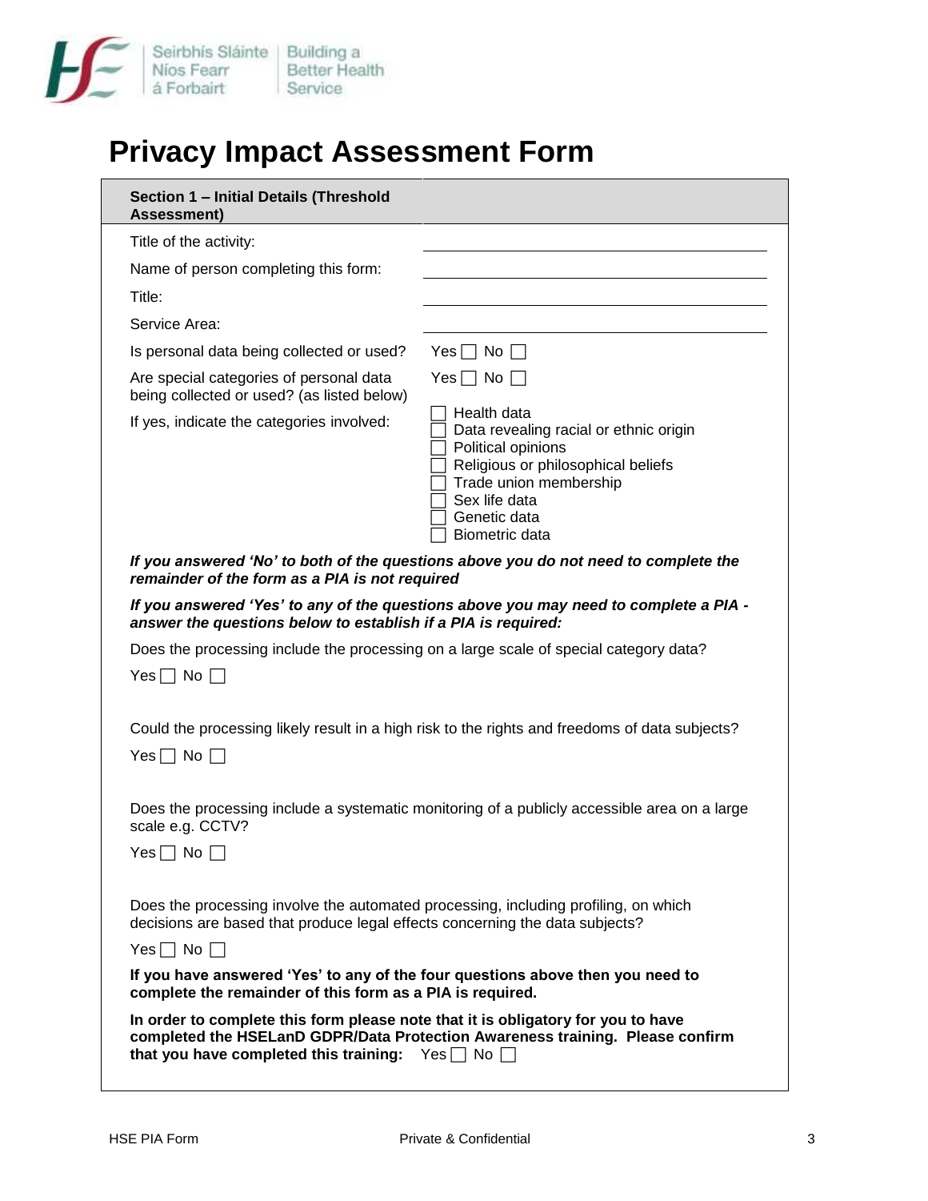# Privacy Impact Assessment Form

| **Section 1 – Initial Details (Threshold Assessment)** | |
|---|---|
| Title of the activity: | |
| Name of person completing this form: | |
| Title: | |
| Service Area: | |
| Is personal data being collected or used? | Yes ☐ No ☐ |
| Are special categories of personal data being collected or used? (as listed below) | Yes ☐ No ☐ |
| If yes, indicate the categories involved: | ☐ Health data<br>☐ Data revealing racial or ethnic origin<br>☐ Political opinions<br>☐ Religious or philosophical beliefs<br>☐ Trade union membership<br>☐ Sex life data<br>☐ Genetic data<br>☐ Biometric data |

***If you answered 'No' to both of the questions above you do not need to complete the remainder of the form as a PIA is not required***

***If you answered 'Yes' to any of the questions above you may need to complete a PIA - answer the questions below to establish if a PIA is required:***

Does the processing include the processing on a large scale of special category data?

Yes ☐ No ☐

Could the processing likely result in a high risk to the rights and freedoms of data subjects?

Yes ☐ No ☐

Does the processing include a systematic monitoring of a publicly accessible area on a large scale e.g. CCTV?

Yes ☐ No ☐

Does the processing involve the automated processing, including profiling, on which decisions are based that produce legal effects concerning the data subjects?

Yes ☐ No ☐

**If you have answered 'Yes' to any of the four questions above then you need to complete the remainder of this form as a PIA is required.**

**In order to complete this form please note that it is obligatory for you to have completed the HSELanD GDPR/Data Protection Awareness training. Please confirm that you have completed this training:** Yes ☐ No ☐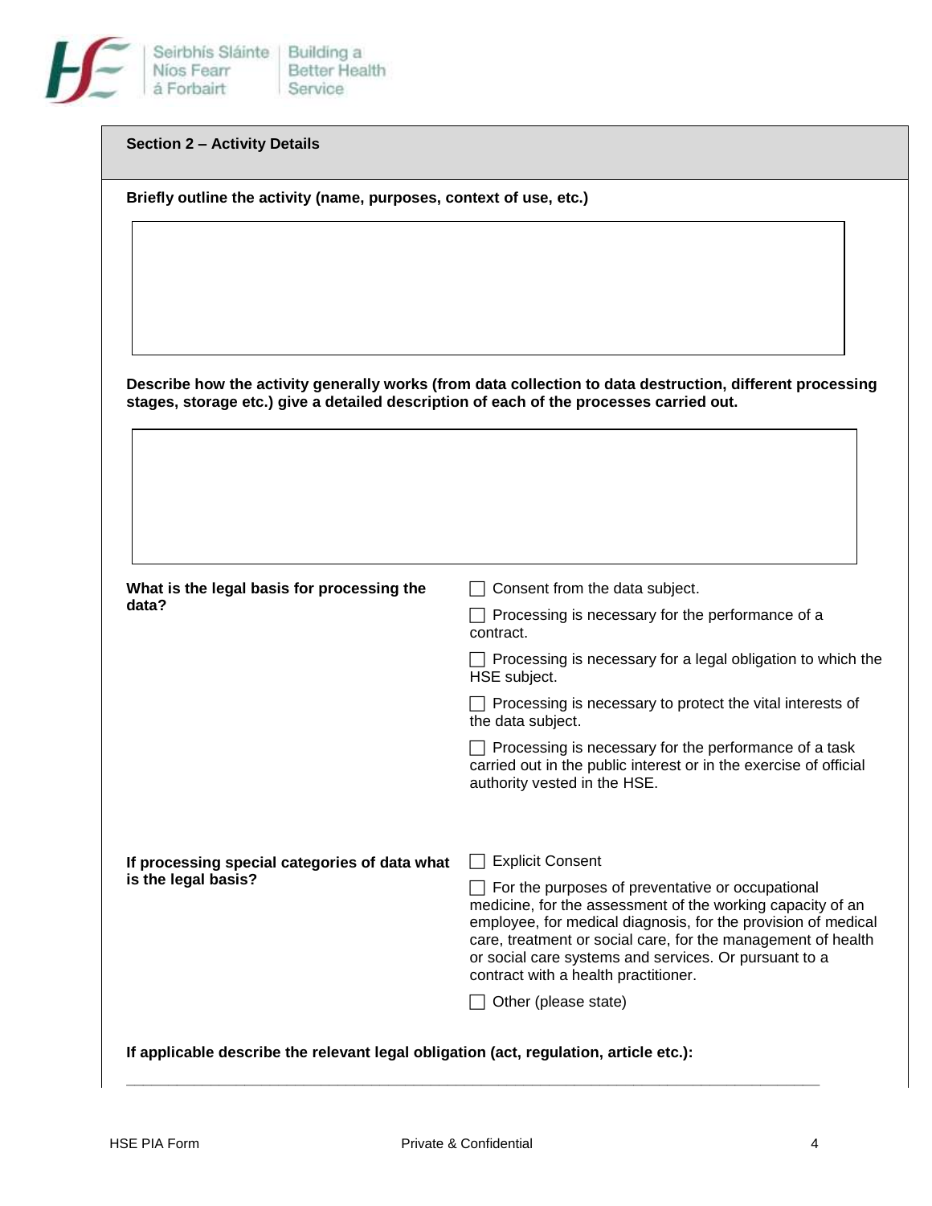## Section 2 – Activity Details

**Briefly outline the activity (name, purposes, context of use, etc.)**

**Describe how the activity generally works (from data collection to data destruction, different processing stages, storage etc.) give a detailed description of each of the processes carried out.**

**What is the legal basis for processing the data?**

- ☐ Consent from the data subject.
- ☐ Processing is necessary for the performance of a contract.
- ☐ Processing is necessary for a legal obligation to which the HSE subject.
- ☐ Processing is necessary to protect the vital interests of the data subject.
- ☐ Processing is necessary for the performance of a task carried out in the public interest or in the exercise of official authority vested in the HSE.

**If processing special categories of data what is the legal basis?**

- ☐ Explicit Consent
- ☐ For the purposes of preventative or occupational medicine, for the assessment of the working capacity of an employee, for medical diagnosis, for the provision of medical care, treatment or social care, for the management of health or social care systems and services. Or pursuant to a contract with a health practitioner.
- ☐ Other (please state)

**If applicable describe the relevant legal obligation (act, regulation, article etc.):**

\_\_\_\_\_\_\_\_\_\_\_\_\_\_\_\_\_\_\_\_\_\_\_\_\_\_\_\_\_\_\_\_\_\_\_\_\_\_\_\_\_\_\_\_\_\_\_\_\_\_\_\_\_\_\_\_\_\_\_\_\_\_\_\_\_\_\_\_\_\_\_\_\_\_\_\_\_\_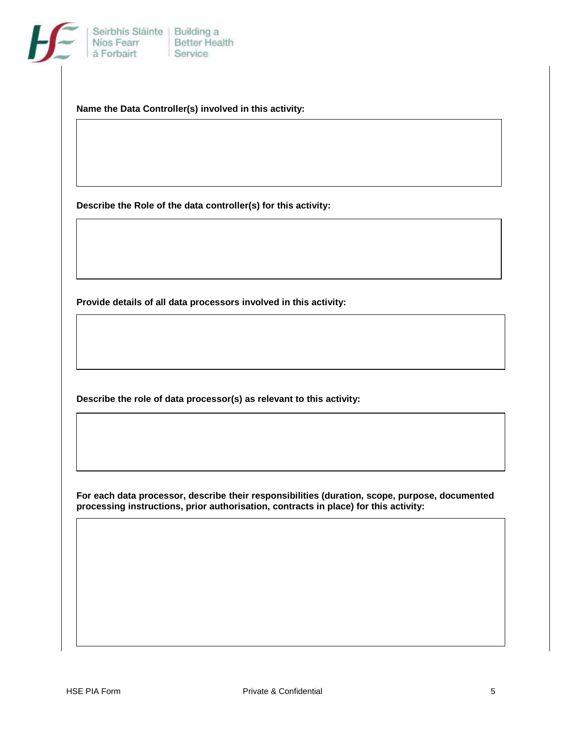**Name the Data Controller(s) involved in this activity:**

**Describe the Role of the data controller(s) for this activity:**

**Provide details of all data processors involved in this activity:**

**Describe the role of data processor(s) as relevant to this activity:**

**For each data processor, describe their responsibilities (duration, scope, purpose, documented processing instructions, prior authorisation, contracts in place) for this activity:**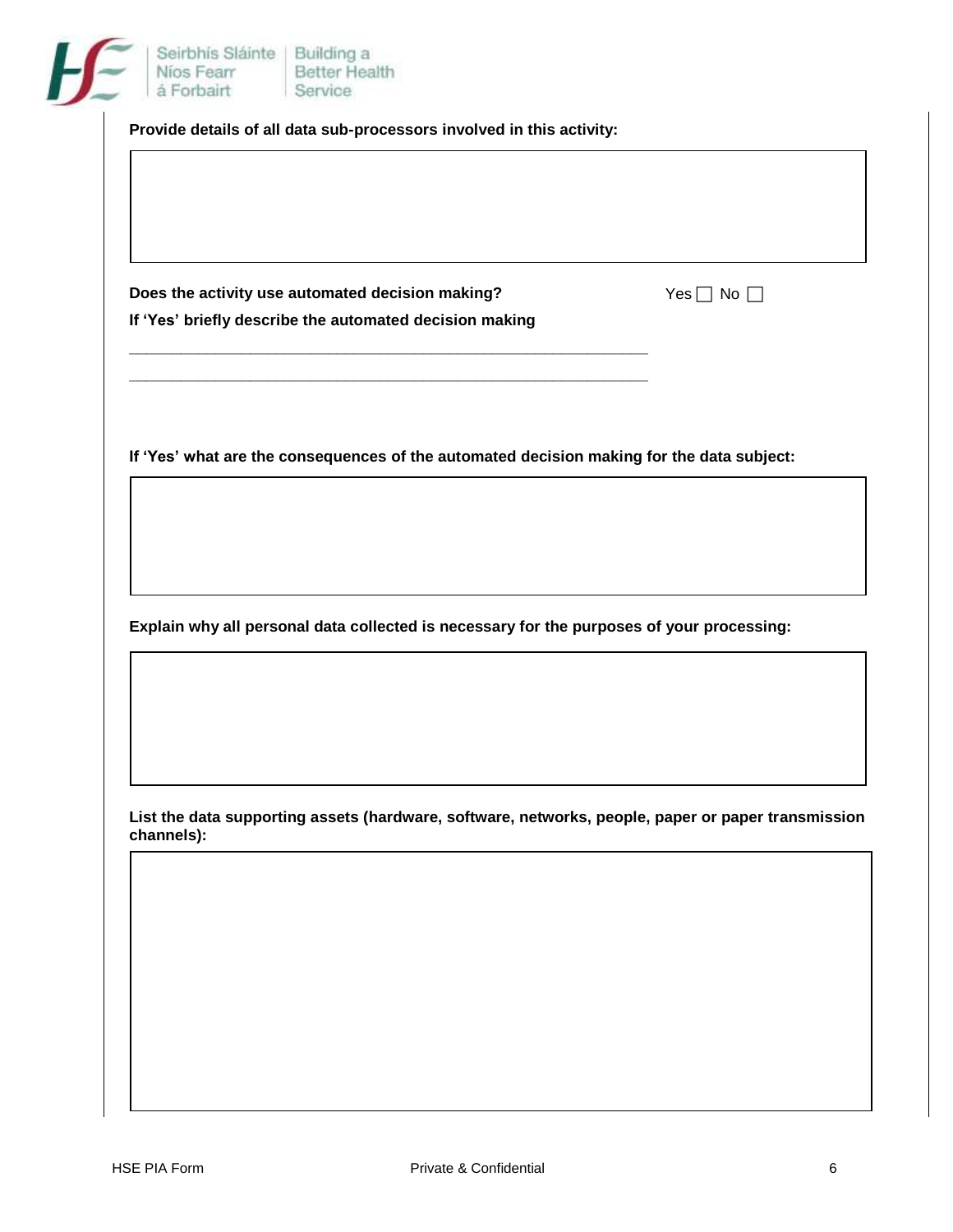**Provide details of all data sub-processors involved in this activity:**

**Does the activity use automated decision making?** Yes ☐ No ☐

**If 'Yes' briefly describe the automated decision making**

\_\_\_\_\_\_\_\_\_\_\_\_\_\_\_\_\_\_\_\_\_\_\_\_\_\_\_\_\_\_\_\_\_\_\_\_\_\_\_\_\_\_\_\_\_\_\_\_\_\_\_\_\_\_\_\_\_\_

\_\_\_\_\_\_\_\_\_\_\_\_\_\_\_\_\_\_\_\_\_\_\_\_\_\_\_\_\_\_\_\_\_\_\_\_\_\_\_\_\_\_\_\_\_\_\_\_\_\_\_\_\_\_\_\_\_\_

**If 'Yes' what are the consequences of the automated decision making for the data subject:**

**Explain why all personal data collected is necessary for the purposes of your processing:**

**List the data supporting assets (hardware, software, networks, people, paper or paper transmission channels):**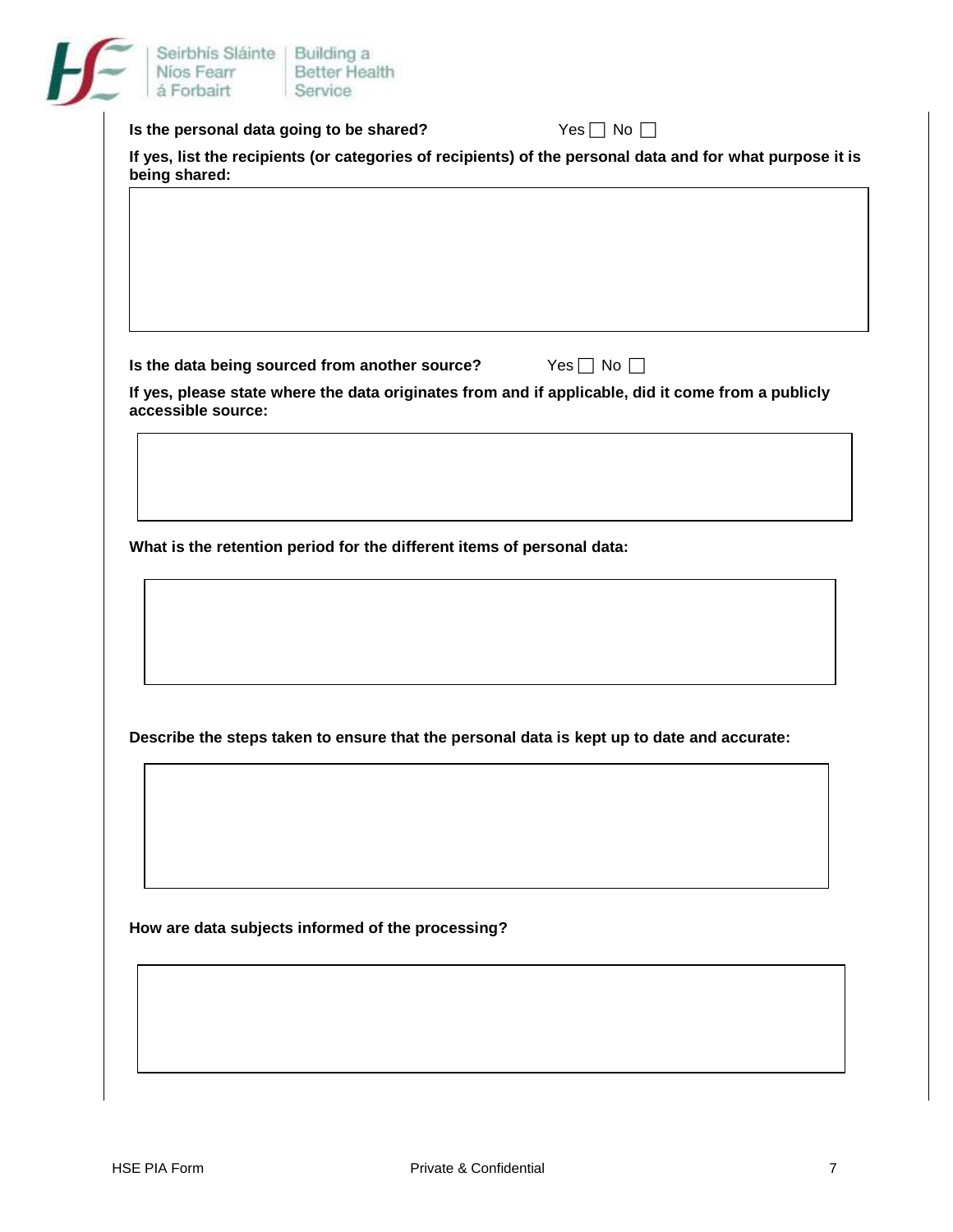**Is the personal data going to be shared?** Yes ☐ No ☐

**If yes, list the recipients (or categories of recipients) of the personal data and for what purpose it is being shared:**

| |
|---|
| |

**Is the data being sourced from another source?** Yes ☐ No ☐

**If yes, please state where the data originates from and if applicable, did it come from a publicly accessible source:**

| |
|---|
| |

**What is the retention period for the different items of personal data:**

| |
|---|
| |

**Describe the steps taken to ensure that the personal data is kept up to date and accurate:**

| |
|---|
| |

**How are data subjects informed of the processing?**

| |
|---|
| |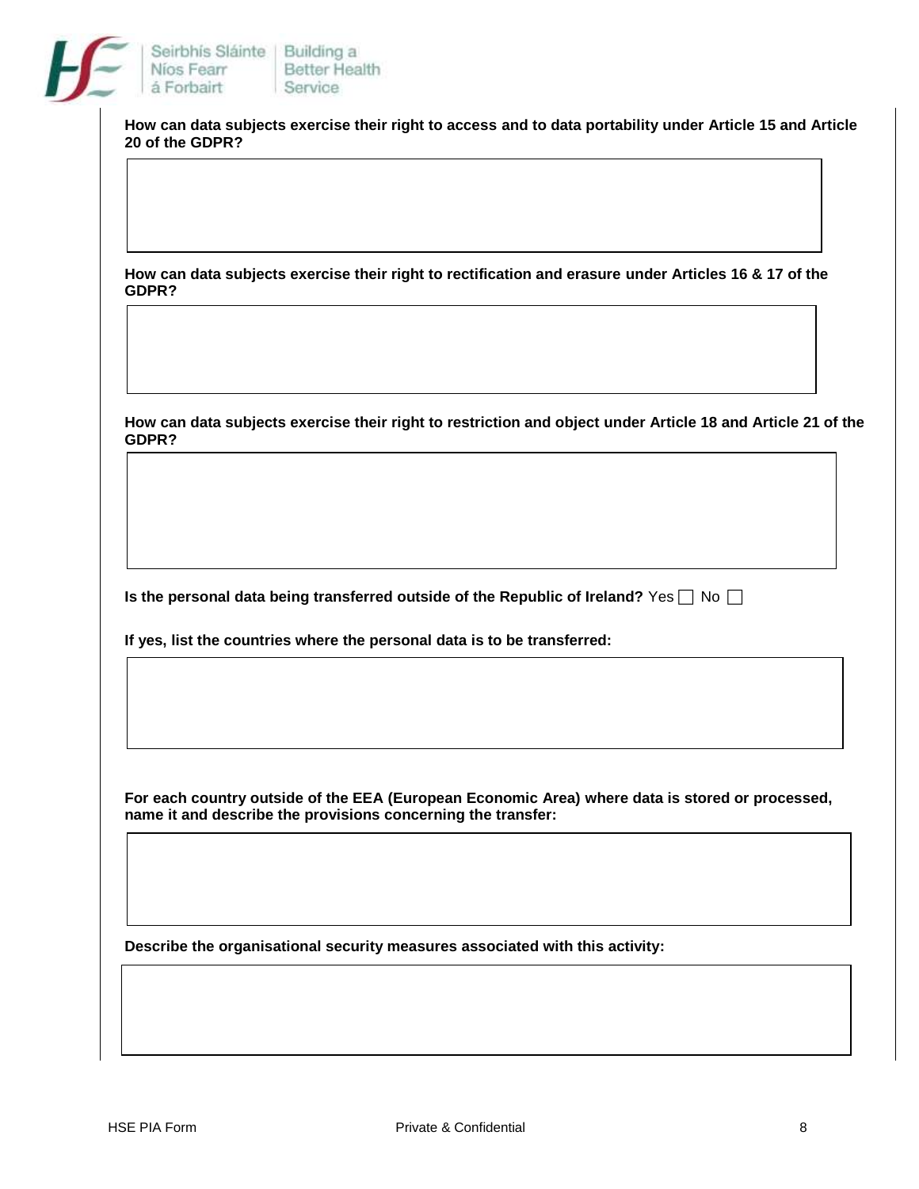**How can data subjects exercise their right to access and to data portability under Article 15 and Article 20 of the GDPR?**

| |
|---|
| |

**How can data subjects exercise their right to rectification and erasure under Articles 16 & 17 of the GDPR?**

| |
|---|
| |

**How can data subjects exercise their right to restriction and object under Article 18 and Article 21 of the GDPR?**

| |
|---|
| |

**Is the personal data being transferred outside of the Republic of Ireland?** Yes ☐ No ☐

**If yes, list the countries where the personal data is to be transferred:**

| |
|---|
| |

**For each country outside of the EEA (European Economic Area) where data is stored or processed, name it and describe the provisions concerning the transfer:**

| |
|---|
| |

**Describe the organisational security measures associated with this activity:**

| |
|---|
| |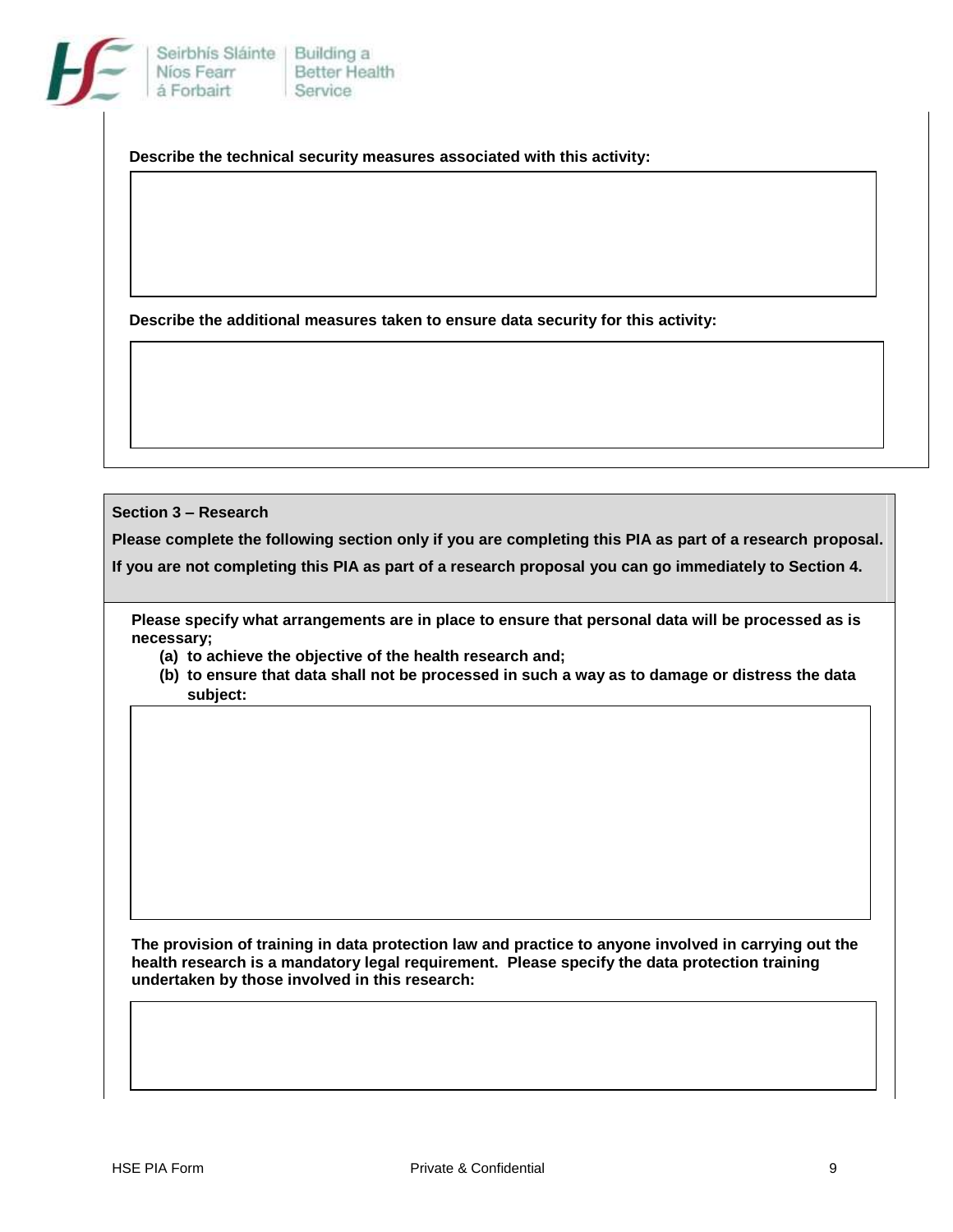**Describe the technical security measures associated with this activity:**

**Describe the additional measures taken to ensure data security for this activity:**

## Section 3 – Research

**Please complete the following section only if you are completing this PIA as part of a research proposal.**

**If you are not completing this PIA as part of a research proposal you can go immediately to Section 4.**

**Please specify what arrangements are in place to ensure that personal data will be processed as is necessary;**

- **(a) to achieve the objective of the health research and;**
- **(b) to ensure that data shall not be processed in such a way as to damage or distress the data subject:**

**The provision of training in data protection law and practice to anyone involved in carrying out the health research is a mandatory legal requirement. Please specify the data protection training undertaken by those involved in this research:**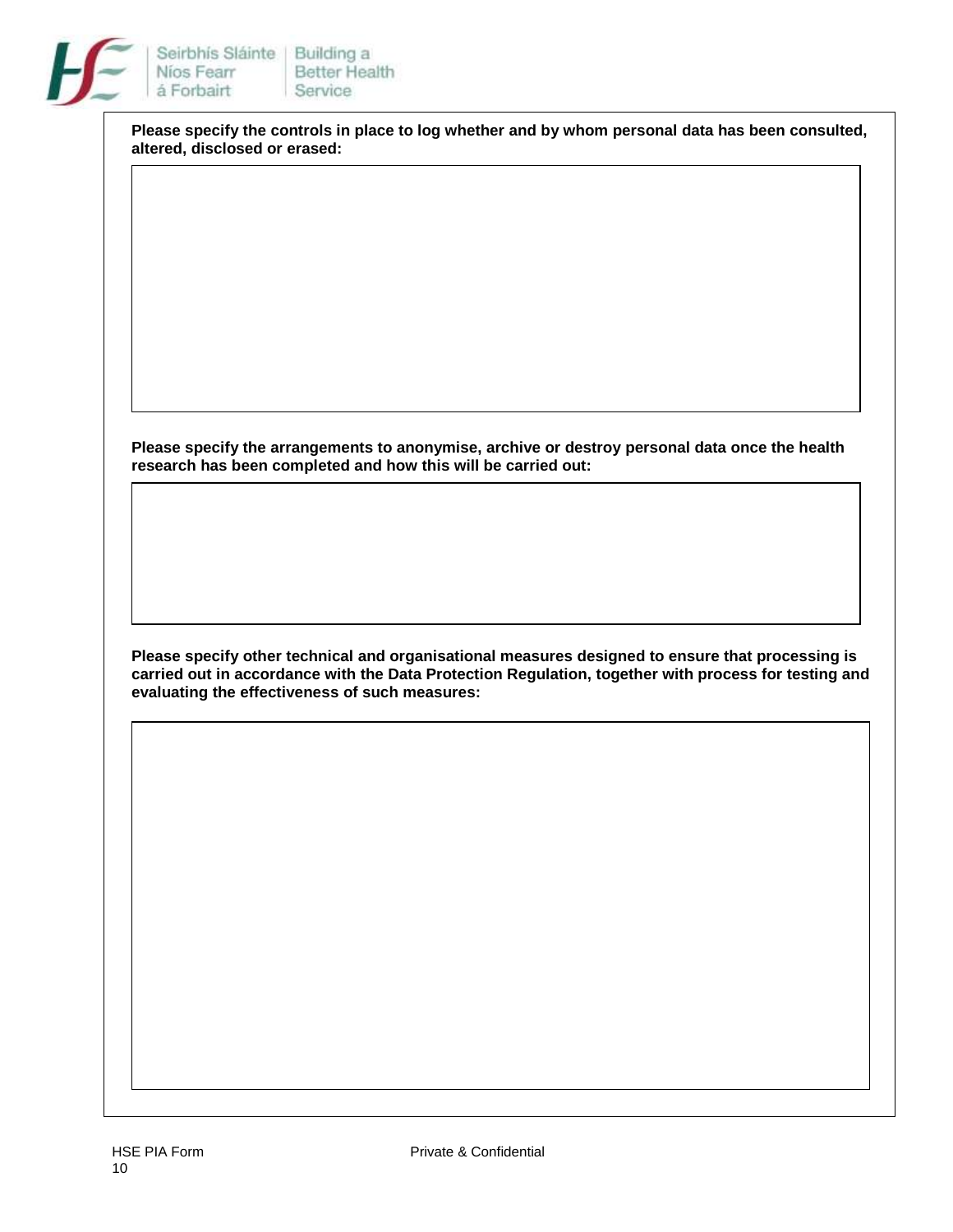**Please specify the controls in place to log whether and by whom personal data has been consulted, altered, disclosed or erased:**

**Please specify the arrangements to anonymise, archive or destroy personal data once the health research has been completed and how this will be carried out:**

**Please specify other technical and organisational measures designed to ensure that processing is carried out in accordance with the Data Protection Regulation, together with process for testing and evaluating the effectiveness of such measures:**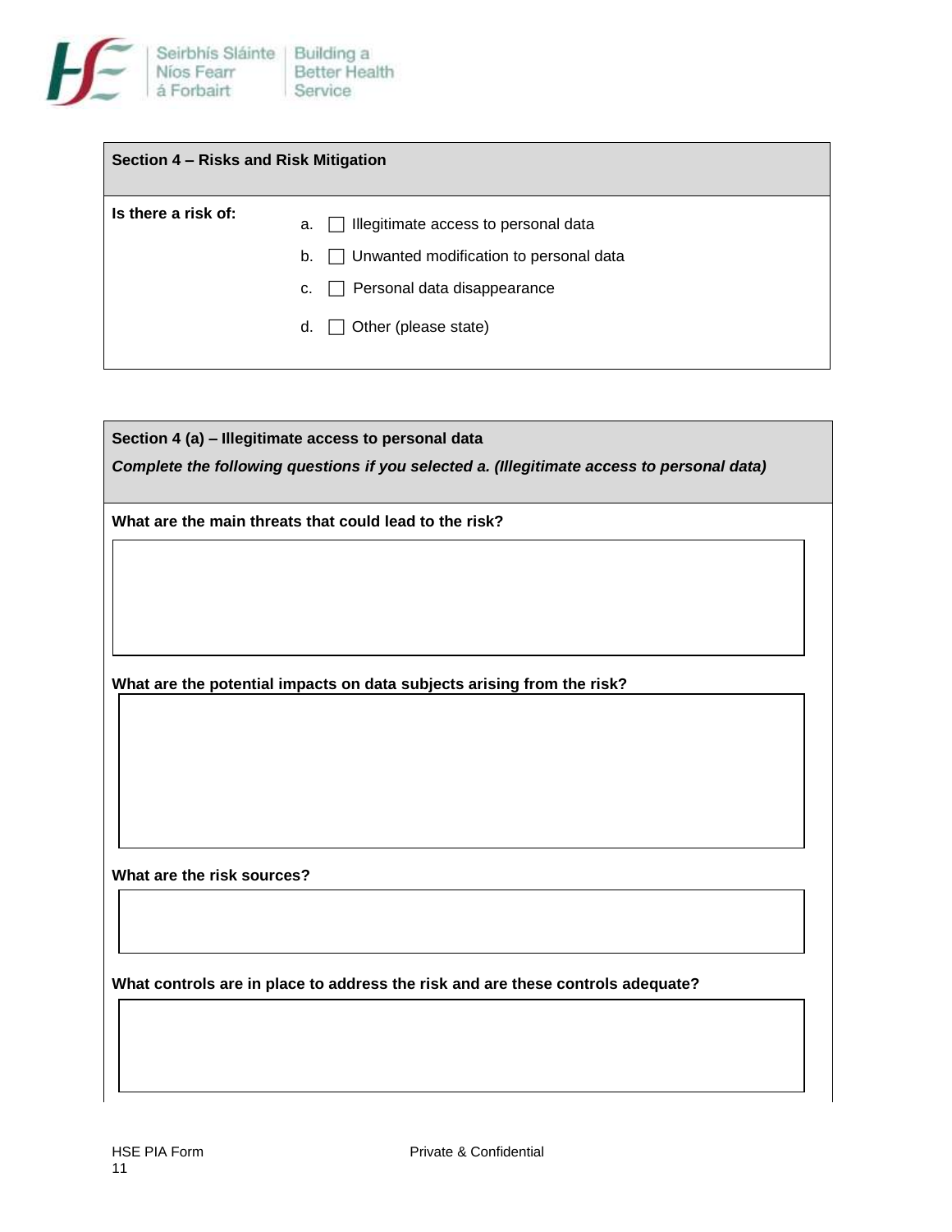## Section 4 – Risks and Risk Mitigation

**Is there a risk of:**

a. ☐ Illegitimate access to personal data

b. ☐ Unwanted modification to personal data

c. ☐ Personal data disappearance

d. ☐ Other (please state)

## Section 4 (a) – Illegitimate access to personal data

***Complete the following questions if you selected a. (Illegitimate access to personal data)***

**What are the main threats that could lead to the risk?**

**What are the potential impacts on data subjects arising from the risk?**

**What are the risk sources?**

**What controls are in place to address the risk and are these controls adequate?**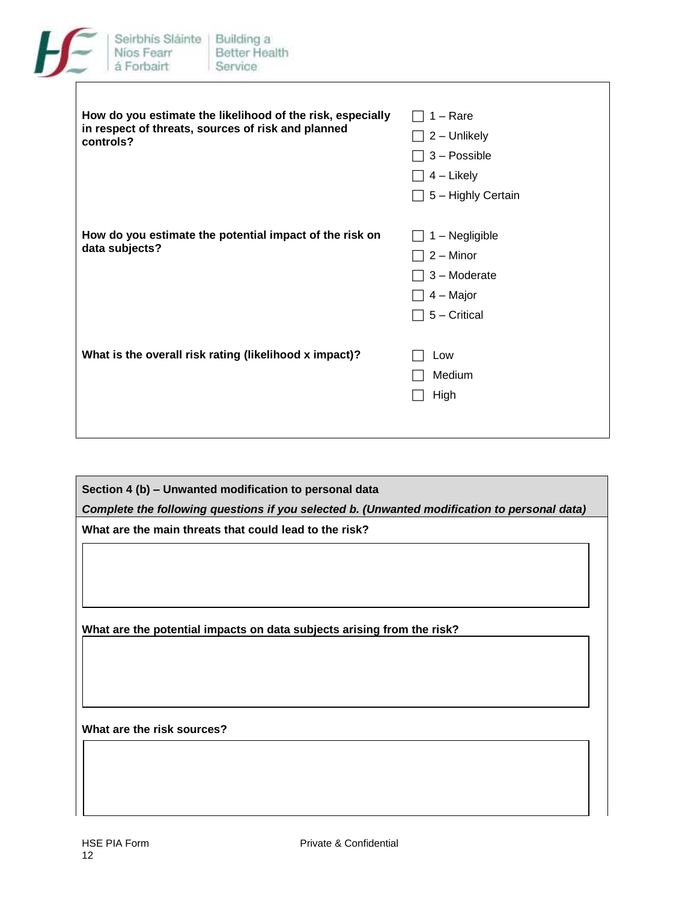**How do you estimate the likelihood of the risk, especially in respect of threats, sources of risk and planned controls?**

- ☐ 1 – Rare
- ☐ 2 – Unlikely
- ☐ 3 – Possible
- ☐ 4 – Likely
- ☐ 5 – Highly Certain

**How do you estimate the potential impact of the risk on data subjects?**

- ☐ 1 – Negligible
- ☐ 2 – Minor
- ☐ 3 – Moderate
- ☐ 4 – Major
- ☐ 5 – Critical

**What is the overall risk rating (likelihood x impact)?**

- ☐ Low
- ☐ Medium
- ☐ High

## Section 4 (b) – Unwanted modification to personal data

***Complete the following questions if you selected b. (Unwanted modification to personal data)***

**What are the main threats that could lead to the risk?**

**What are the potential impacts on data subjects arising from the risk?**

**What are the risk sources?**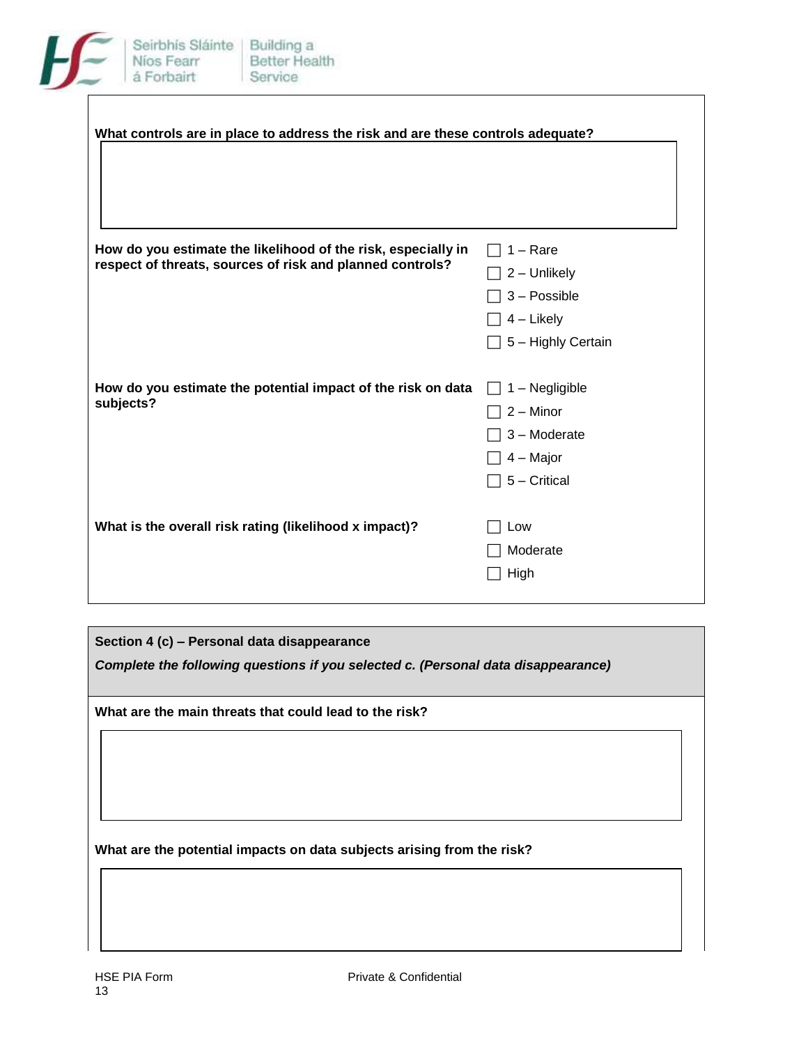**What controls are in place to address the risk and are these controls adequate?**

**How do you estimate the likelihood of the risk, especially in respect of threats, sources of risk and planned controls?**

- ☐ 1 – Rare
- ☐ 2 – Unlikely
- ☐ 3 – Possible
- ☐ 4 – Likely
- ☐ 5 – Highly Certain

**How do you estimate the potential impact of the risk on data subjects?**

- ☐ 1 – Negligible
- ☐ 2 – Minor
- ☐ 3 – Moderate
- ☐ 4 – Major
- ☐ 5 – Critical

**What is the overall risk rating (likelihood x impact)?**

- ☐ Low
- ☐ Moderate
- ☐ High

**Section 4 (c) – Personal data disappearance**

***Complete the following questions if you selected c. (Personal data disappearance)***

**What are the main threats that could lead to the risk?**

**What are the potential impacts on data subjects arising from the risk?**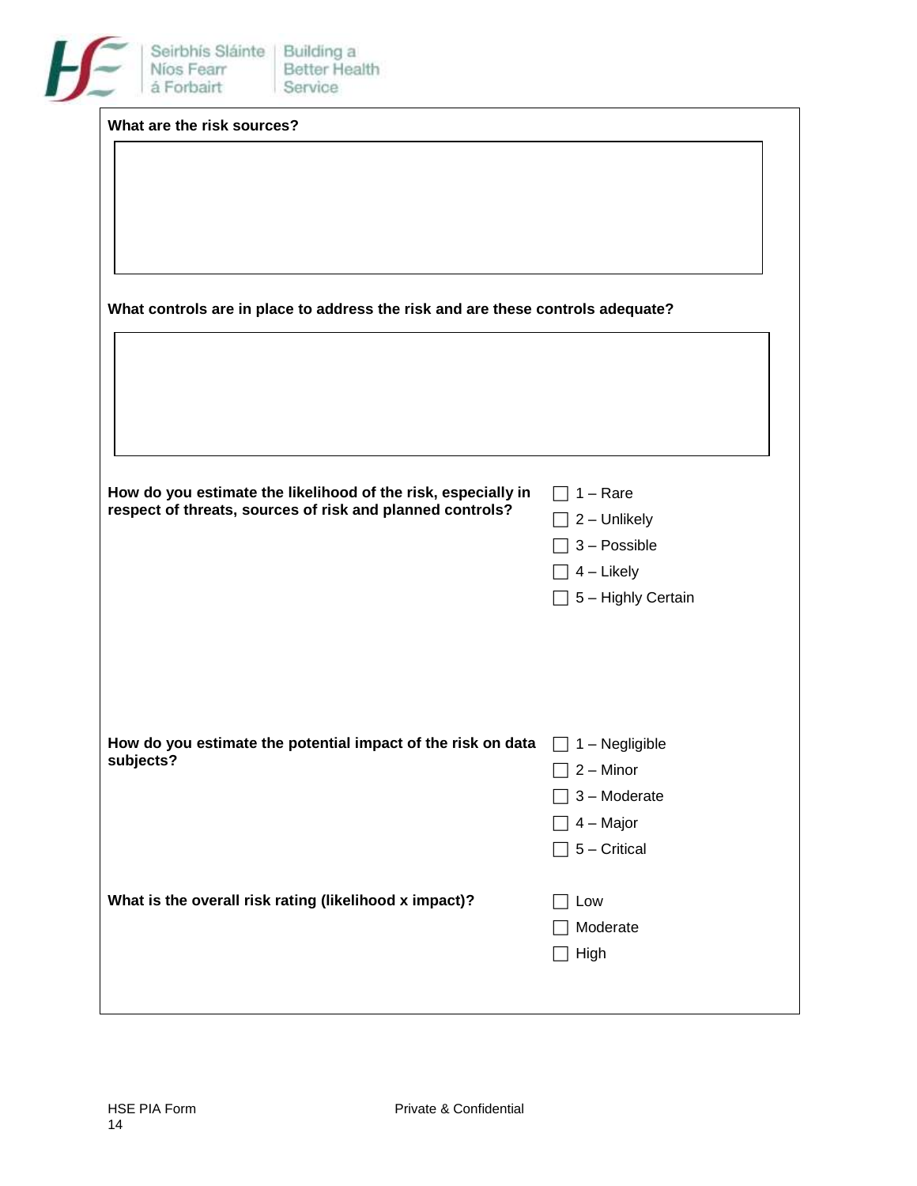**What are the risk sources?**

**What controls are in place to address the risk and are these controls adequate?**

**How do you estimate the likelihood of the risk, especially in respect of threats, sources of risk and planned controls?**

- ☐ 1 – Rare
- ☐ 2 – Unlikely
- ☐ 3 – Possible
- ☐ 4 – Likely
- ☐ 5 – Highly Certain

**How do you estimate the potential impact of the risk on data subjects?**

- ☐ 1 – Negligible
- ☐ 2 – Minor
- ☐ 3 – Moderate
- ☐ 4 – Major
- ☐ 5 – Critical

**What is the overall risk rating (likelihood x impact)?**

- ☐ Low
- ☐ Moderate
- ☐ High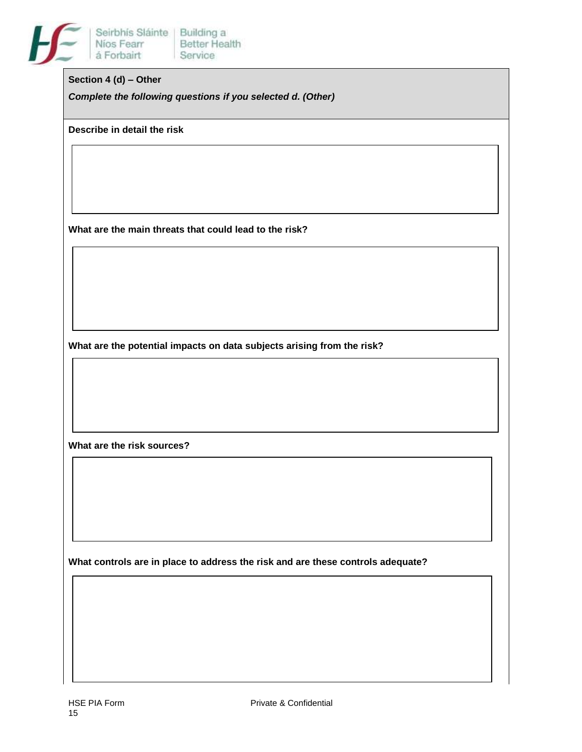**Section 4 (d) – Other**

***Complete the following questions if you selected d. (Other)***

**Describe in detail the risk**

**What are the main threats that could lead to the risk?**

**What are the potential impacts on data subjects arising from the risk?**

**What are the risk sources?**

**What controls are in place to address the risk and are these controls adequate?**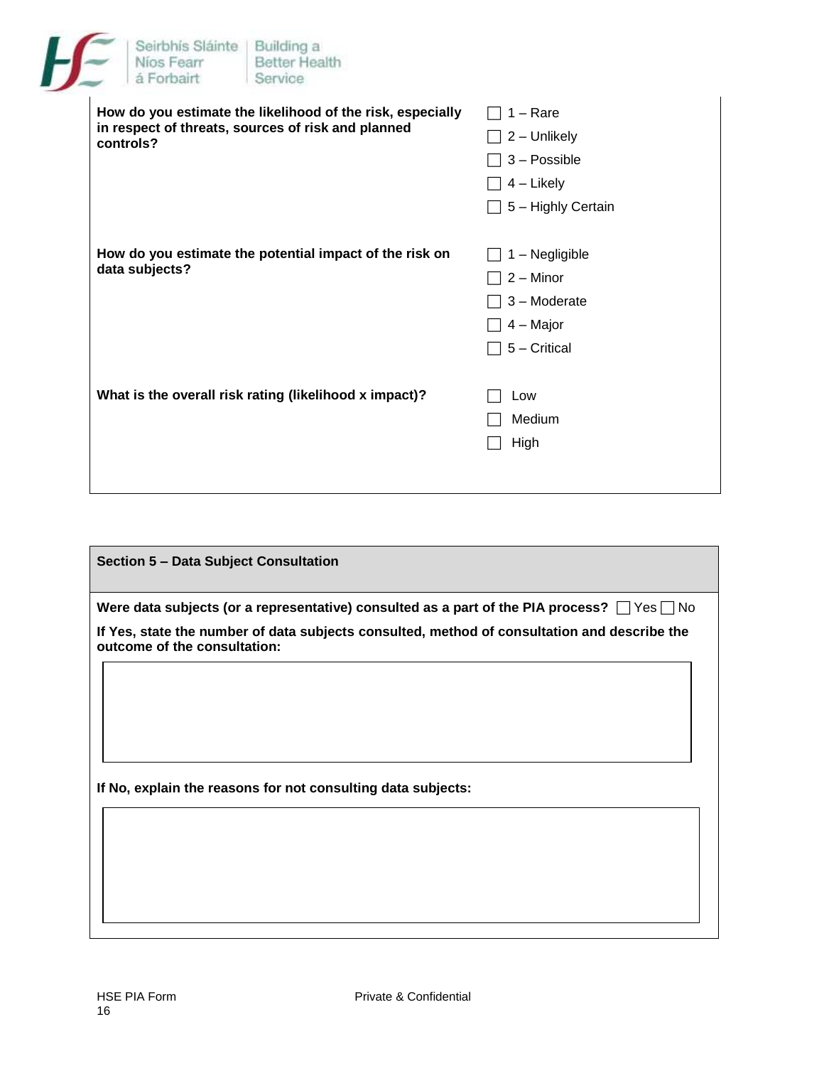**How do you estimate the likelihood of the risk, especially in respect of threats, sources of risk and planned controls?**

- ☐ 1 – Rare
- ☐ 2 – Unlikely
- ☐ 3 – Possible
- ☐ 4 – Likely
- ☐ 5 – Highly Certain

**How do you estimate the potential impact of the risk on data subjects?**

- ☐ 1 – Negligible
- ☐ 2 – Minor
- ☐ 3 – Moderate
- ☐ 4 – Major
- ☐ 5 – Critical

**What is the overall risk rating (likelihood x impact)?**

- ☐ Low
- ☐ Medium
- ☐ High

## Section 5 – Data Subject Consultation

**Were data subjects (or a representative) consulted as a part of the PIA process?** ☐ Yes ☐ No

**If Yes, state the number of data subjects consulted, method of consultation and describe the outcome of the consultation:**

**If No, explain the reasons for not consulting data subjects:**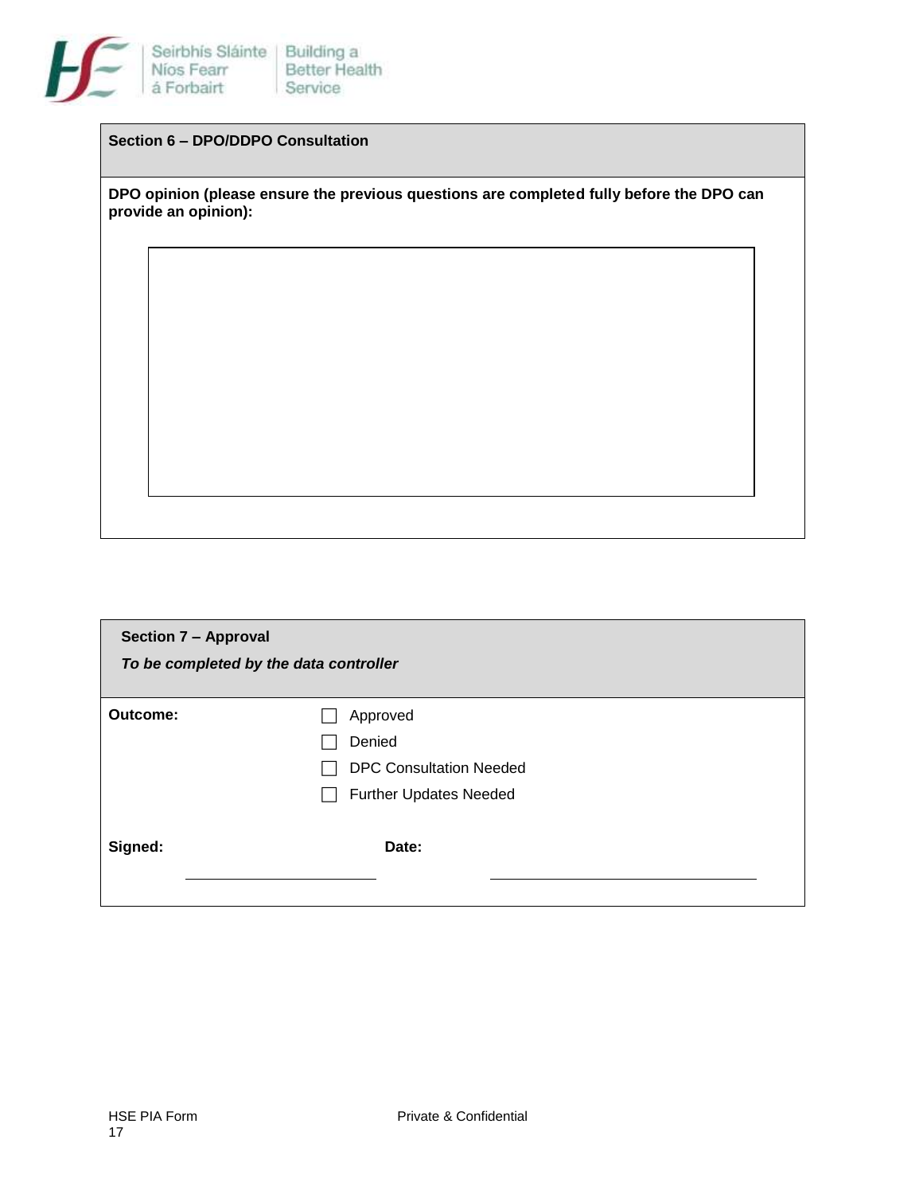## Section 6 – DPO/DDPO Consultation

**DPO opinion (please ensure the previous questions are completed fully before the DPO can provide an opinion):**

## Section 7 – Approval

***To be completed by the data controller***

**Outcome:**

- ☐ Approved
- ☐ Denied
- ☐ DPC Consultation Needed
- ☐ Further Updates Needed

**Signed:** ______________________ **Date:** ______________________